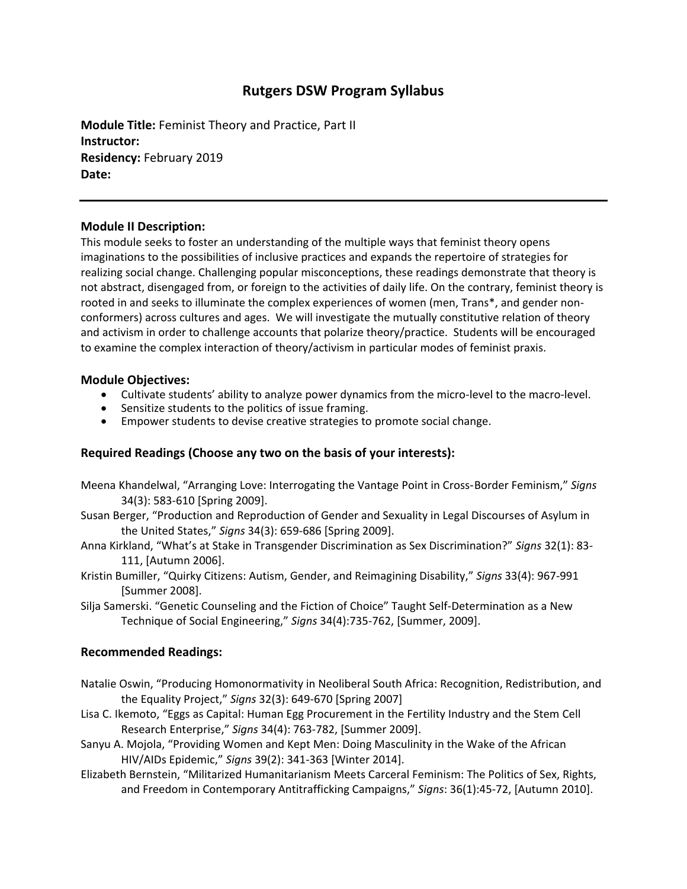# Rutgers DSW Program Syllabus

**Module Title:** Feminist Theory and Practice, Part II
**Instructor:**
**Residency:** February 2019
**Date:**

---

### Module II Description:

This module seeks to foster an understanding of the multiple ways that feminist theory opens imaginations to the possibilities of inclusive practices and expands the repertoire of strategies for realizing social change. Challenging popular misconceptions, these readings demonstrate that theory is not abstract, disengaged from, or foreign to the activities of daily life. On the contrary, feminist theory is rooted in and seeks to illuminate the complex experiences of women (men, Trans*, and gender non-conformers) across cultures and ages. We will investigate the mutually constitutive relation of theory and activism in order to challenge accounts that polarize theory/practice. Students will be encouraged to examine the complex interaction of theory/activism in particular modes of feminist praxis.

### Module Objectives:

- Cultivate students' ability to analyze power dynamics from the micro-level to the macro-level.
- Sensitize students to the politics of issue framing.
- Empower students to devise creative strategies to promote social change.

### Required Readings (Choose any two on the basis of your interests):

Meena Khandelwal, "Arranging Love: Interrogating the Vantage Point in Cross-Border Feminism," *Signs* 34(3): 583-610 [Spring 2009].

Susan Berger, "Production and Reproduction of Gender and Sexuality in Legal Discourses of Asylum in the United States," *Signs* 34(3): 659-686 [Spring 2009].

Anna Kirkland, "What's at Stake in Transgender Discrimination as Sex Discrimination?" *Signs* 32(1): 83-111, [Autumn 2006].

Kristin Bumiller, "Quirky Citizens: Autism, Gender, and Reimagining Disability," *Signs* 33(4): 967-991 [Summer 2008].

Silja Samerski. "Genetic Counseling and the Fiction of Choice" Taught Self-Determination as a New Technique of Social Engineering," *Signs* 34(4):735-762, [Summer, 2009].

### Recommended Readings:

Natalie Oswin, "Producing Homonormativity in Neoliberal South Africa: Recognition, Redistribution, and the Equality Project," *Signs* 32(3): 649-670 [Spring 2007]

Lisa C. Ikemoto, "Eggs as Capital: Human Egg Procurement in the Fertility Industry and the Stem Cell Research Enterprise," *Signs* 34(4): 763-782, [Summer 2009].

Sanyu A. Mojola, "Providing Women and Kept Men: Doing Masculinity in the Wake of the African HIV/AIDs Epidemic," *Signs* 39(2): 341-363 [Winter 2014].

Elizabeth Bernstein, "Militarized Humanitarianism Meets Carceral Feminism: The Politics of Sex, Rights, and Freedom in Contemporary Antitrafficking Campaigns," *Signs*: 36(1):45-72, [Autumn 2010].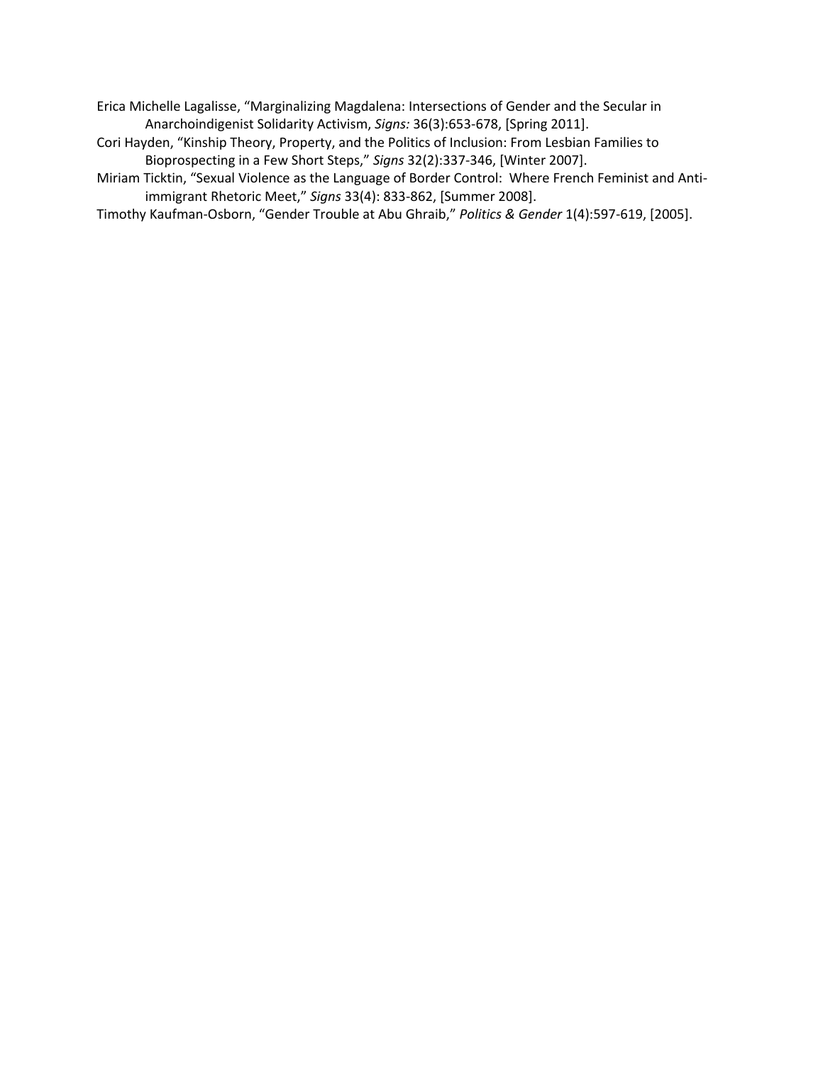Erica Michelle Lagalisse, "Marginalizing Magdalena: Intersections of Gender and the Secular in Anarchoindigenist Solidarity Activism, *Signs:* 36(3):653-678, [Spring 2011].

Cori Hayden, "Kinship Theory, Property, and the Politics of Inclusion: From Lesbian Families to Bioprospecting in a Few Short Steps," *Signs* 32(2):337-346, [Winter 2007].

Miriam Ticktin, "Sexual Violence as the Language of Border Control: Where French Feminist and Anti-immigrant Rhetoric Meet," *Signs* 33(4): 833-862, [Summer 2008].

Timothy Kaufman-Osborn, "Gender Trouble at Abu Ghraib," *Politics & Gender* 1(4):597-619, [2005].